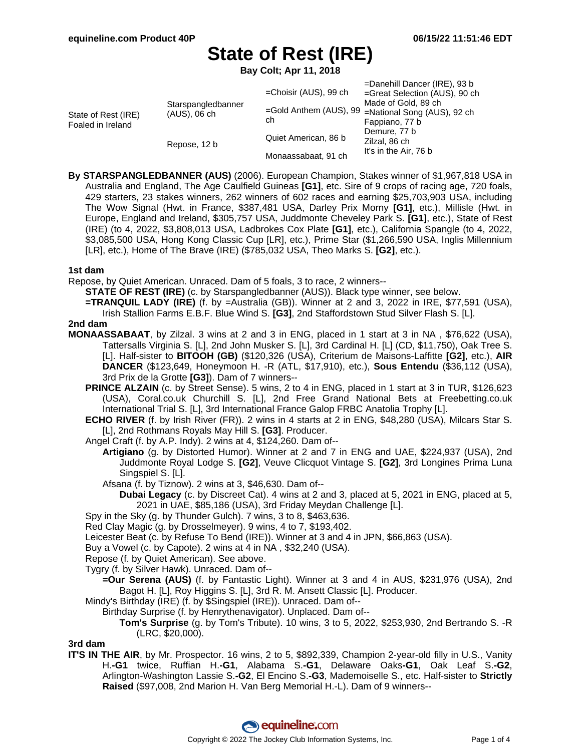# State of Rest (IRE)

**Bay Colt; Apr 11, 2018**

| | | | |
|---|---|---|---|
| State of Rest (IRE) Foaled in Ireland | Starspangledbanner (AUS), 06 ch | =Choisir (AUS), 99 ch | =Danehill Dancer (IRE), 93 b |
| | | | =Great Selection (AUS), 90 ch |
| | | =Gold Anthem (AUS), 99 ch | Made of Gold, 89 ch |
| | | | =National Song (AUS), 92 ch |
| | Repose, 12 b | Quiet American, 86 b | Fappiano, 77 b |
| | | | Demure, 77 b |
| | | Monaassabaat, 91 ch | Zilzal, 86 ch |
| | | | It's in the Air, 76 b |

**By STARSPANGLEDBANNER (AUS)** (2006). European Champion, Stakes winner of $1,967,818 USA in Australia and England, The Age Caulfield Guineas **[G1]**, etc. Sire of 9 crops of racing age, 720 foals, 429 starters, 23 stakes winners, 262 winners of 602 races and earning $25,703,903 USA, including The Wow Signal (Hwt. in France, $387,481 USA, Darley Prix Morny **[G1]**, etc.), Millisle (Hwt. in Europe, England and Ireland, $305,757 USA, Juddmonte Cheveley Park S. **[G1]**, etc.), State of Rest (IRE) (to 4, 2022, $3,808,013 USA, Ladbrokes Cox Plate **[G1]**, etc.), California Spangle (to 4, 2022, $3,085,500 USA, Hong Kong Classic Cup [LR], etc.), Prime Star ($1,266,590 USA, Inglis Millennium [LR], etc.), Home of The Brave (IRE) ($785,032 USA, Theo Marks S. **[G2]**, etc.).

### 1st dam

Repose, by Quiet American. Unraced. Dam of 5 foals, 3 to race, 2 winners--

- **STATE OF REST (IRE)** (c. by Starspangledbanner (AUS)). Black type winner, see below.
- **=TRANQUIL LADY (IRE)** (f. by =Australia (GB)). Winner at 2 and 3, 2022 in IRE, $77,591 (USA), Irish Stallion Farms E.B.F. Blue Wind S. **[G3]**, 2nd Staffordstown Stud Silver Flash S. [L].

### 2nd dam

**MONAASSABAAT**, by Zilzal. 3 wins at 2 and 3 in ENG, placed in 1 start at 3 in NA , $76,622 (USA), Tattersalls Virginia S. [L], 2nd John Musker S. [L], 3rd Cardinal H. [L] (CD, $11,750), Oak Tree S. [L]. Half-sister to **BITOOH (GB)** ($120,326 (USA), Criterium de Maisons-Laffitte **[G2]**, etc.), **AIR DANCER** ($123,649, Honeymoon H. -R (ATL, $17,910), etc.), **Sous Entendu** ($36,112 (USA), 3rd Prix de la Grotte **[G3]**). Dam of 7 winners--

- **PRINCE ALZAIN** (c. by Street Sense). 5 wins, 2 to 4 in ENG, placed in 1 start at 3 in TUR, $126,623 (USA), Coral.co.uk Churchill S. [L], 2nd Free Grand National Bets at Freebetting.co.uk International Trial S. [L], 3rd International France Galop FRBC Anatolia Trophy [L].
- **ECHO RIVER** (f. by Irish River (FR)). 2 wins in 4 starts at 2 in ENG, $48,280 (USA), Milcars Star S. [L], 2nd Rothmans Royals May Hill S. **[G3]**. Producer.
- Angel Craft (f. by A.P. Indy). 2 wins at 4, $124,260. Dam of--
  - **Artigiano** (g. by Distorted Humor). Winner at 2 and 7 in ENG and UAE, $224,937 (USA), 2nd Juddmonte Royal Lodge S. **[G2]**, Veuve Clicquot Vintage S. **[G2]**, 3rd Longines Prima Luna Singspiel S. [L].
  - Afsana (f. by Tiznow). 2 wins at 3, $46,630. Dam of--
    - **Dubai Legacy** (c. by Discreet Cat). 4 wins at 2 and 3, placed at 5, 2021 in ENG, placed at 5, 2021 in UAE, $85,186 (USA), 3rd Friday Meydan Challenge [L].
- Spy in the Sky (g. by Thunder Gulch). 7 wins, 3 to 8, $463,636.
- Red Clay Magic (g. by Drosselmeyer). 9 wins, 4 to 7, $193,402.
- Leicester Beat (c. by Refuse To Bend (IRE)). Winner at 3 and 4 in JPN, $66,863 (USA).
- Buy a Vowel (c. by Capote). 2 wins at 4 in NA , $32,240 (USA).
- Repose (f. by Quiet American). See above.
- Tygry (f. by Silver Hawk). Unraced. Dam of--
  - **=Our Serena (AUS)** (f. by Fantastic Light). Winner at 3 and 4 in AUS, $231,976 (USA), 2nd Bagot H. [L], Roy Higgins S. [L], 3rd R. M. Ansett Classic [L]. Producer.
- Mindy's Birthday (IRE) (f. by $Singspiel (IRE)). Unraced. Dam of--
  - Birthday Surprise (f. by Henrythenavigator). Unplaced. Dam of--
    - **Tom's Surprise** (g. by Tom's Tribute). 10 wins, 3 to 5, 2022, $253,930, 2nd Bertrando S. -R (LRC, $20,000).

### 3rd dam

**IT'S IN THE AIR**, by Mr. Prospector. 16 wins, 2 to 5, $892,339, Champion 2-year-old filly in U.S., Vanity H.**-G1** twice, Ruffian H.**-G1**, Alabama S.**-G1**, Delaware Oaks**-G1**, Oak Leaf S.**-G2**, Arlington-Washington Lassie S.**-G2**, El Encino S.**-G3**, Mademoiselle S., etc. Half-sister to **Strictly Raised** ($97,008, 2nd Marion H. Van Berg Memorial H.-L). Dam of 9 winners--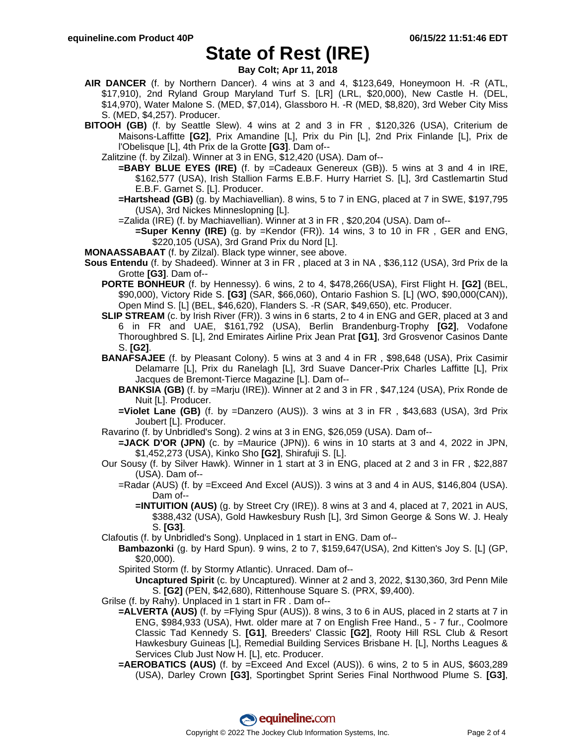# State of Rest (IRE)

**Bay Colt; Apr 11, 2018**

**AIR DANCER** (f. by Northern Dancer). 4 wins at 3 and 4, $123,649, Honeymoon H. -R (ATL, $17,910), 2nd Ryland Group Maryland Turf S. [LR] (LRL, $20,000), New Castle H. (DEL, $14,970), Water Malone S. (MED, $7,014), Glassboro H. -R (MED, $8,820), 3rd Weber City Miss S. (MED, $4,257). Producer.

**BITOOH (GB)** (f. by Seattle Slew). 4 wins at 2 and 3 in FR , $120,326 (USA), Criterium de Maisons-Laffitte **[G2]**, Prix Amandine [L], Prix du Pin [L], 2nd Prix Finlande [L], Prix de l'Obelisque [L], 4th Prix de la Grotte **[G3]**. Dam of--

Zalitzine (f. by Zilzal). Winner at 3 in ENG, $12,420 (USA). Dam of--

**=BABY BLUE EYES (IRE)** (f. by =Cadeaux Genereux (GB)). 5 wins at 3 and 4 in IRE, $162,577 (USA), Irish Stallion Farms E.B.F. Hurry Harriet S. [L], 3rd Castlemartin Stud E.B.F. Garnet S. [L]. Producer.

**=Hartshead (GB)** (g. by Machiavellian). 8 wins, 5 to 7 in ENG, placed at 7 in SWE, $197,795 (USA), 3rd Nickes Minneslopning [L].

=Zalida (IRE) (f. by Machiavellian). Winner at 3 in FR , $20,204 (USA). Dam of--

**=Super Kenny (IRE)** (g. by =Kendor (FR)). 14 wins, 3 to 10 in FR , GER and ENG, $220,105 (USA), 3rd Grand Prix du Nord [L].

**MONAASSABAAT** (f. by Zilzal). Black type winner, see above.

**Sous Entendu** (f. by Shadeed). Winner at 3 in FR , placed at 3 in NA , $36,112 (USA), 3rd Prix de la Grotte **[G3]**. Dam of--

**PORTE BONHEUR** (f. by Hennessy). 6 wins, 2 to 4, $478,266(USA), First Flight H. **[G2]** (BEL, $90,000), Victory Ride S. **[G3]** (SAR, $66,060), Ontario Fashion S. [L] (WO, $90,000(CAN)), Open Mind S. [L] (BEL, $46,620), Flanders S. -R (SAR, $49,650), etc. Producer.

**SLIP STREAM** (c. by Irish River (FR)). 3 wins in 6 starts, 2 to 4 in ENG and GER, placed at 3 and 6 in FR and UAE, $161,792 (USA), Berlin Brandenburg-Trophy **[G2]**, Vodafone Thoroughbred S. [L], 2nd Emirates Airline Prix Jean Prat **[G1]**, 3rd Grosvenor Casinos Dante S. **[G2]**.

**BANAFSAJEE** (f. by Pleasant Colony). 5 wins at 3 and 4 in FR , $98,648 (USA), Prix Casimir Delamarre [L], Prix du Ranelagh [L], 3rd Suave Dancer-Prix Charles Laffitte [L], Prix Jacques de Bremont-Tierce Magazine [L]. Dam of--

**BANKSIA (GB)** (f. by =Marju (IRE)). Winner at 2 and 3 in FR , $47,124 (USA), Prix Ronde de Nuit [L]. Producer.

**=Violet Lane (GB)** (f. by =Danzero (AUS)). 3 wins at 3 in FR , $43,683 (USA), 3rd Prix Joubert [L]. Producer.

Ravarino (f. by Unbridled's Song). 2 wins at 3 in ENG, $26,059 (USA). Dam of--

**=JACK D'OR (JPN)** (c. by =Maurice (JPN)). 6 wins in 10 starts at 3 and 4, 2022 in JPN, $1,452,273 (USA), Kinko Sho **[G2]**, Shirafuji S. [L].

Our Sousy (f. by Silver Hawk). Winner in 1 start at 3 in ENG, placed at 2 and 3 in FR , $22,887 (USA). Dam of--

=Radar (AUS) (f. by =Exceed And Excel (AUS)). 3 wins at 3 and 4 in AUS, $146,804 (USA). Dam of--

**=INTUITION (AUS)** (g. by Street Cry (IRE)). 8 wins at 3 and 4, placed at 7, 2021 in AUS, $388,432 (USA), Gold Hawkesbury Rush [L], 3rd Simon George & Sons W. J. Healy S. **[G3]**.

Clafoutis (f. by Unbridled's Song). Unplaced in 1 start in ENG. Dam of--

**Bambazonki** (g. by Hard Spun). 9 wins, 2 to 7, $159,647(USA), 2nd Kitten's Joy S. [L] (GP, $20,000).

Spirited Storm (f. by Stormy Atlantic). Unraced. Dam of--

**Uncaptured Spirit** (c. by Uncaptured). Winner at 2 and 3, 2022, $130,360, 3rd Penn Mile S. **[G2]** (PEN, $42,680), Rittenhouse Square S. (PRX, $9,400).

Grilse (f. by Rahy). Unplaced in 1 start in FR . Dam of--

**=ALVERTA (AUS)** (f. by =Flying Spur (AUS)). 8 wins, 3 to 6 in AUS, placed in 2 starts at 7 in ENG, $984,933 (USA), Hwt. older mare at 7 on English Free Hand., 5 - 7 fur., Coolmore Classic Tad Kennedy S. **[G1]**, Breeders' Classic **[G2]**, Rooty Hill RSL Club & Resort Hawkesbury Guineas [L], Remedial Building Services Brisbane H. [L], Norths Leagues & Services Club Just Now H. [L], etc. Producer.

**=AEROBATICS (AUS)** (f. by =Exceed And Excel (AUS)). 6 wins, 2 to 5 in AUS, $603,289 (USA), Darley Crown **[G3]**, Sportingbet Sprint Series Final Northwood Plume S. **[G3]**,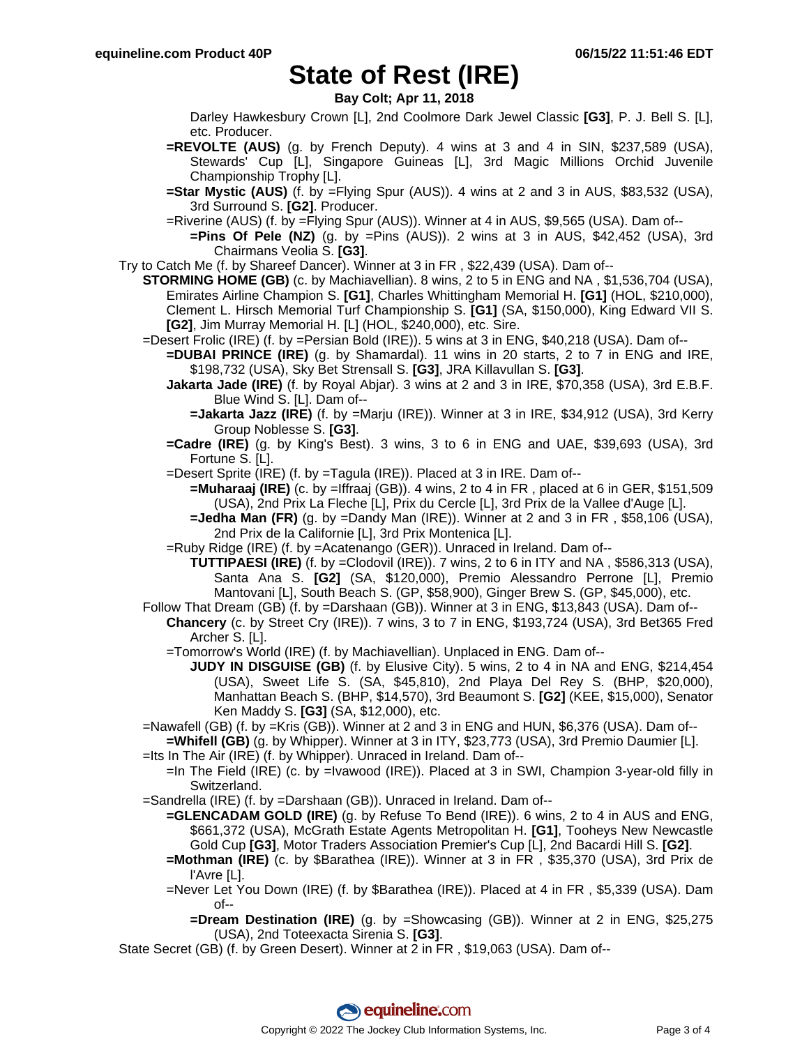# State of Rest (IRE)

**Bay Colt; Apr 11, 2018**

Darley Hawkesbury Crown [L], 2nd Coolmore Dark Jewel Classic **[G3]**, P. J. Bell S. [L], etc. Producer.

**=REVOLTE (AUS)** (g. by French Deputy). 4 wins at 3 and 4 in SIN, $237,589 (USA), Stewards' Cup [L], Singapore Guineas [L], 3rd Magic Millions Orchid Juvenile Championship Trophy [L].

**=Star Mystic (AUS)** (f. by =Flying Spur (AUS)). 4 wins at 2 and 3 in AUS, $83,532 (USA), 3rd Surround S. **[G2]**. Producer.

=Riverine (AUS) (f. by =Flying Spur (AUS)). Winner at 4 in AUS, $9,565 (USA). Dam of--

**=Pins Of Pele (NZ)** (g. by =Pins (AUS)). 2 wins at 3 in AUS, $42,452 (USA), 3rd Chairmans Veolia S. **[G3]**.

Try to Catch Me (f. by Shareef Dancer). Winner at 3 in FR , $22,439 (USA). Dam of--

**STORMING HOME (GB)** (c. by Machiavellian). 8 wins, 2 to 5 in ENG and NA , $1,536,704 (USA), Emirates Airline Champion S. **[G1]**, Charles Whittingham Memorial H. **[G1]** (HOL, $210,000), Clement L. Hirsch Memorial Turf Championship S. **[G1]** (SA, $150,000), King Edward VII S. **[G2]**, Jim Murray Memorial H. [L] (HOL, $240,000), etc. Sire.

=Desert Frolic (IRE) (f. by =Persian Bold (IRE)). 5 wins at 3 in ENG, $40,218 (USA). Dam of--

**=DUBAI PRINCE (IRE)** (g. by Shamardal). 11 wins in 20 starts, 2 to 7 in ENG and IRE, $198,732 (USA), Sky Bet Strensall S. **[G3]**, JRA Killavullan S. **[G3]**.

**Jakarta Jade (IRE)** (f. by Royal Abjar). 3 wins at 2 and 3 in IRE, $70,358 (USA), 3rd E.B.F. Blue Wind S. [L]. Dam of--

**=Jakarta Jazz (IRE)** (f. by =Marju (IRE)). Winner at 3 in IRE, $34,912 (USA), 3rd Kerry Group Noblesse S. **[G3]**.

**=Cadre (IRE)** (g. by King's Best). 3 wins, 3 to 6 in ENG and UAE, $39,693 (USA), 3rd Fortune S. [L].

=Desert Sprite (IRE) (f. by =Tagula (IRE)). Placed at 3 in IRE. Dam of--

**=Muharaaj (IRE)** (c. by =Iffraaj (GB)). 4 wins, 2 to 4 in FR , placed at 6 in GER, $151,509 (USA), 2nd Prix La Fleche [L], Prix du Cercle [L], 3rd Prix de la Vallee d'Auge [L].

**=Jedha Man (FR)** (g. by =Dandy Man (IRE)). Winner at 2 and 3 in FR , $58,106 (USA), 2nd Prix de la Californie [L], 3rd Prix Montenica [L].

=Ruby Ridge (IRE) (f. by =Acatenango (GER)). Unraced in Ireland. Dam of--

**TUTTIPAESI (IRE)** (f. by =Clodovil (IRE)). 7 wins, 2 to 6 in ITY and NA , $586,313 (USA), Santa Ana S. **[G2]** (SA, $120,000), Premio Alessandro Perrone [L], Premio Mantovani [L], South Beach S. (GP, $58,900), Ginger Brew S. (GP, $45,000), etc.

Follow That Dream (GB) (f. by =Darshaan (GB)). Winner at 3 in ENG, $13,843 (USA). Dam of--

**Chancery** (c. by Street Cry (IRE)). 7 wins, 3 to 7 in ENG, $193,724 (USA), 3rd Bet365 Fred Archer S. [L].

=Tomorrow's World (IRE) (f. by Machiavellian). Unplaced in ENG. Dam of--

**JUDY IN DISGUISE (GB)** (f. by Elusive City). 5 wins, 2 to 4 in NA and ENG, $214,454 (USA), Sweet Life S. (SA, $45,810), 2nd Playa Del Rey S. (BHP, $20,000), Manhattan Beach S. (BHP, $14,570), 3rd Beaumont S. **[G2]** (KEE, $15,000), Senator Ken Maddy S. **[G3]** (SA, $12,000), etc.

=Nawafell (GB) (f. by =Kris (GB)). Winner at 2 and 3 in ENG and HUN, $6,376 (USA). Dam of--

**=Whifell (GB)** (g. by Whipper). Winner at 3 in ITY, $23,773 (USA), 3rd Premio Daumier [L].

=Its In The Air (IRE) (f. by Whipper). Unraced in Ireland. Dam of--

=In The Field (IRE) (c. by =Ivawood (IRE)). Placed at 3 in SWI, Champion 3-year-old filly in Switzerland.

=Sandrella (IRE) (f. by =Darshaan (GB)). Unraced in Ireland. Dam of--

**=GLENCADAM GOLD (IRE)** (g. by Refuse To Bend (IRE)). 6 wins, 2 to 4 in AUS and ENG, $661,372 (USA), McGrath Estate Agents Metropolitan H. **[G1]**, Tooheys New Newcastle Gold Cup **[G3]**, Motor Traders Association Premier's Cup [L], 2nd Bacardi Hill S. **[G2]**.

**=Mothman (IRE)** (c. by $Barathea (IRE)). Winner at 3 in FR , $35,370 (USA), 3rd Prix de l'Avre [L].

=Never Let You Down (IRE) (f. by $Barathea (IRE)). Placed at 4 in FR , $5,339 (USA). Dam of--

**=Dream Destination (IRE)** (g. by =Showcasing (GB)). Winner at 2 in ENG, $25,275 (USA), 2nd Toteexacta Sirenia S. **[G3]**.

State Secret (GB) (f. by Green Desert). Winner at 2 in FR , $19,063 (USA). Dam of--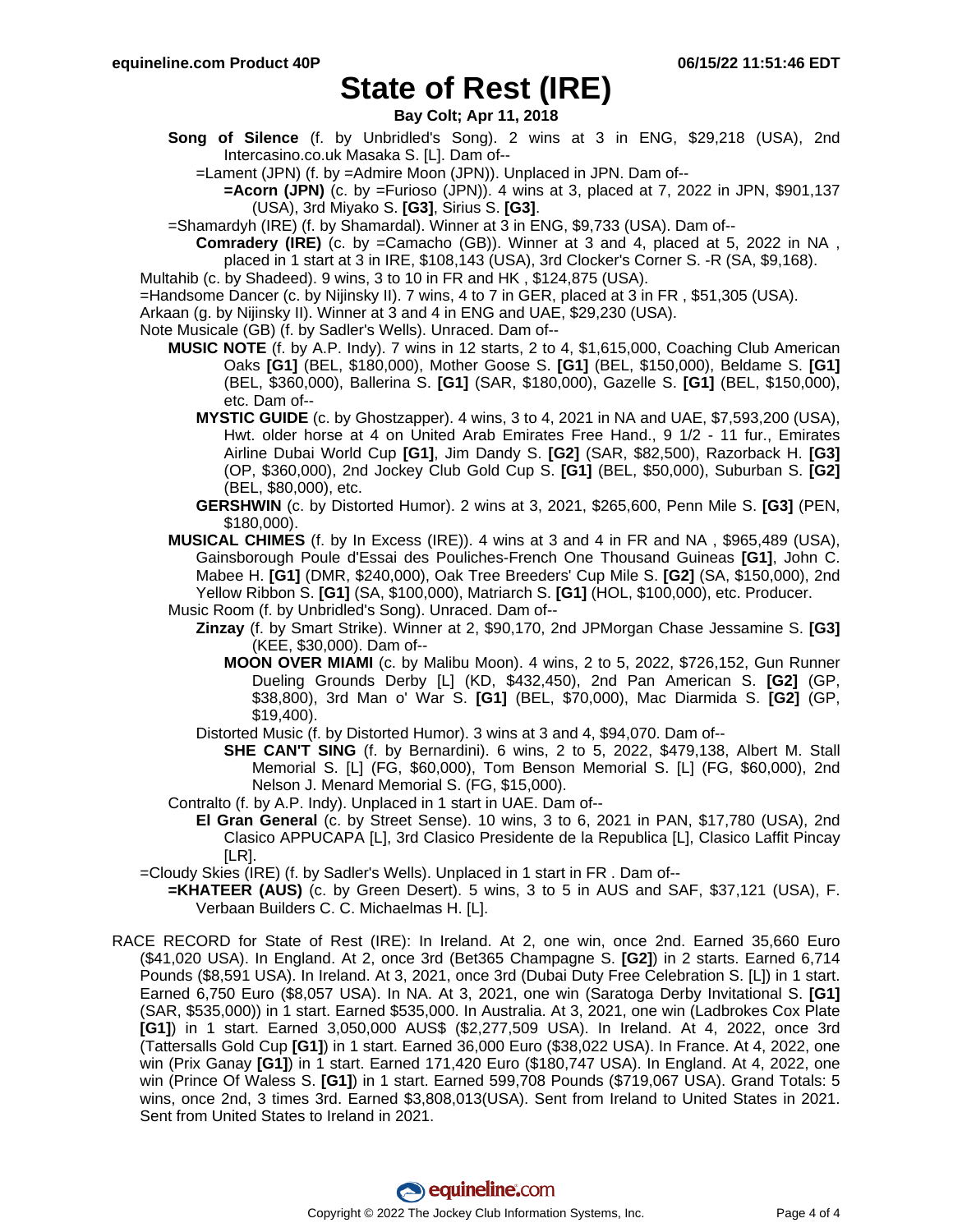# State of Rest (IRE)

**Bay Colt; Apr 11, 2018**

**Song of Silence** (f. by Unbridled's Song). 2 wins at 3 in ENG, $29,218 (USA), 2nd Intercasino.co.uk Masaka S. [L]. Dam of--

=Lament (JPN) (f. by =Admire Moon (JPN)). Unplaced in JPN. Dam of--

**=Acorn (JPN)** (c. by =Furioso (JPN)). 4 wins at 3, placed at 7, 2022 in JPN, $901,137 (USA), 3rd Miyako S. **[G3]**, Sirius S. **[G3]**.

=Shamardyh (IRE) (f. by Shamardal). Winner at 3 in ENG, $9,733 (USA). Dam of--

**Comradery (IRE)** (c. by =Camacho (GB)). Winner at 3 and 4, placed at 5, 2022 in NA , placed in 1 start at 3 in IRE, $108,143 (USA), 3rd Clocker's Corner S. -R (SA, $9,168).

Multahib (c. by Shadeed). 9 wins, 3 to 10 in FR and HK , $124,875 (USA).

=Handsome Dancer (c. by Nijinsky II). 7 wins, 4 to 7 in GER, placed at 3 in FR , $51,305 (USA).

Arkaan (g. by Nijinsky II). Winner at 3 and 4 in ENG and UAE, $29,230 (USA).

Note Musicale (GB) (f. by Sadler's Wells). Unraced. Dam of--

**MUSIC NOTE** (f. by A.P. Indy). 7 wins in 12 starts, 2 to 4, $1,615,000, Coaching Club American Oaks **[G1]** (BEL, $180,000), Mother Goose S. **[G1]** (BEL, $150,000), Beldame S. **[G1]** (BEL, $360,000), Ballerina S. **[G1]** (SAR, $180,000), Gazelle S. **[G1]** (BEL, $150,000), etc. Dam of--

**MYSTIC GUIDE** (c. by Ghostzapper). 4 wins, 3 to 4, 2021 in NA and UAE, $7,593,200 (USA), Hwt. older horse at 4 on United Arab Emirates Free Hand., 9 1/2 - 11 fur., Emirates Airline Dubai World Cup **[G1]**, Jim Dandy S. **[G2]** (SAR, $82,500), Razorback H. **[G3]** (OP, $360,000), 2nd Jockey Club Gold Cup S. **[G1]** (BEL, $50,000), Suburban S. **[G2]** (BEL, $80,000), etc.

**GERSHWIN** (c. by Distorted Humor). 2 wins at 3, 2021, $265,600, Penn Mile S. **[G3]** (PEN, $180,000).

**MUSICAL CHIMES** (f. by In Excess (IRE)). 4 wins at 3 and 4 in FR and NA , $965,489 (USA), Gainsborough Poule d'Essai des Pouliches-French One Thousand Guineas **[G1]**, John C. Mabee H. **[G1]** (DMR, $240,000), Oak Tree Breeders' Cup Mile S. **[G2]** (SA, $150,000), 2nd Yellow Ribbon S. **[G1]** (SA, $100,000), Matriarch S. **[G1]** (HOL, $100,000), etc. Producer.

Music Room (f. by Unbridled's Song). Unraced. Dam of--

**Zinzay** (f. by Smart Strike). Winner at 2, $90,170, 2nd JPMorgan Chase Jessamine S. **[G3]** (KEE, $30,000). Dam of--

**MOON OVER MIAMI** (c. by Malibu Moon). 4 wins, 2 to 5, 2022, $726,152, Gun Runner Dueling Grounds Derby [L] (KD, $432,450), 2nd Pan American S. **[G2]** (GP, $38,800), 3rd Man o' War S. **[G1]** (BEL, $70,000), Mac Diarmida S. **[G2]** (GP, $19,400).

Distorted Music (f. by Distorted Humor). 3 wins at 3 and 4, $94,070. Dam of--

**SHE CAN'T SING** (f. by Bernardini). 6 wins, 2 to 5, 2022, $479,138, Albert M. Stall Memorial S. [L] (FG, $60,000), Tom Benson Memorial S. [L] (FG, $60,000), 2nd Nelson J. Menard Memorial S. (FG, $15,000).

Contralto (f. by A.P. Indy). Unplaced in 1 start in UAE. Dam of--

**El Gran General** (c. by Street Sense). 10 wins, 3 to 6, 2021 in PAN, $17,780 (USA), 2nd Clasico APPUCAPA [L], 3rd Clasico Presidente de la Republica [L], Clasico Laffit Pincay [LR].

=Cloudy Skies (IRE) (f. by Sadler's Wells). Unplaced in 1 start in FR . Dam of--

**=KHATEER (AUS)** (c. by Green Desert). 5 wins, 3 to 5 in AUS and SAF, $37,121 (USA), F. Verbaan Builders C. C. Michaelmas H. [L].

RACE RECORD for State of Rest (IRE): In Ireland. At 2, one win, once 2nd. Earned 35,660 Euro ($41,020 USA). In England. At 2, once 3rd (Bet365 Champagne S. **[G2]**) in 2 starts. Earned 6,714 Pounds ($8,591 USA). In Ireland. At 3, 2021, once 3rd (Dubai Duty Free Celebration S. [L]) in 1 start. Earned 6,750 Euro ($8,057 USA). In NA. At 3, 2021, one win (Saratoga Derby Invitational S. **[G1]** (SAR, $535,000)) in 1 start. Earned $535,000. In Australia. At 3, 2021, one win (Ladbrokes Cox Plate **[G1]**) in 1 start. Earned 3,050,000 AUS$ ($2,277,509 USA). In Ireland. At 4, 2022, once 3rd (Tattersalls Gold Cup **[G1]**) in 1 start. Earned 36,000 Euro ($38,022 USA). In France. At 4, 2022, one win (Prix Ganay **[G1]**) in 1 start. Earned 171,420 Euro ($180,747 USA). In England. At 4, 2022, one win (Prince Of Waless S. **[G1]**) in 1 start. Earned 599,708 Pounds ($719,067 USA). Grand Totals: 5 wins, once 2nd, 3 times 3rd. Earned $3,808,013(USA). Sent from Ireland to United States in 2021. Sent from United States to Ireland in 2021.